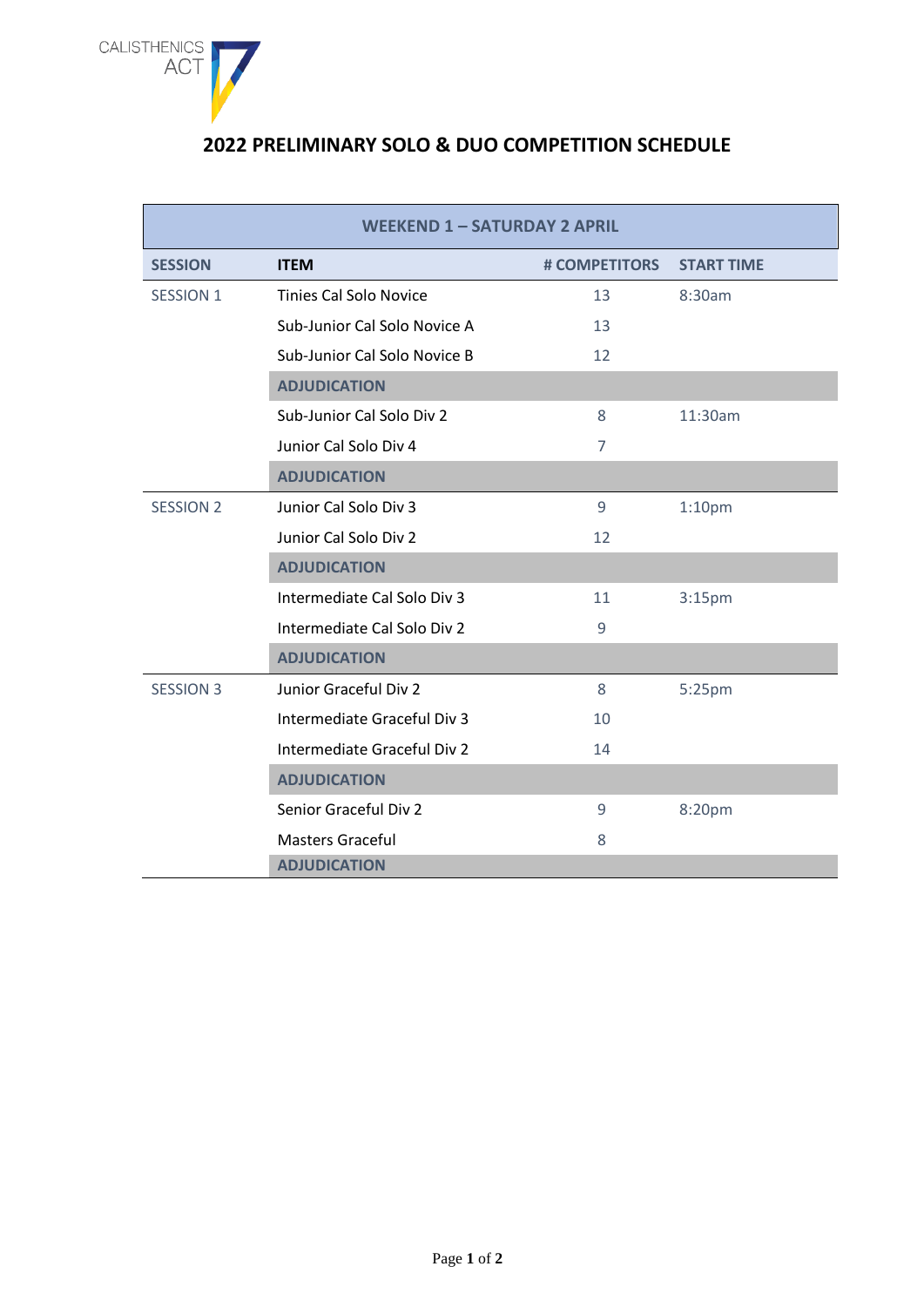CALISTHENICS ACT

# 2022 PRELIMINARY SOLO & DUO COMPETITION SCHEDULE

| WEEKEND 1 – SATURDAY 2 APRIL | | | |
|---|---|---|---|
| **SESSION** | **ITEM** | **# COMPETITORS** | **START TIME** |
| SESSION 1 | Tinies Cal Solo Novice | 13 | 8:30am |
| | Sub-Junior Cal Solo Novice A | 13 | |
| | Sub-Junior Cal Solo Novice B | 12 | |
| | **ADJUDICATION** | | |
| | Sub-Junior Cal Solo Div 2 | 8 | 11:30am |
| | Junior Cal Solo Div 4 | 7 | |
| | **ADJUDICATION** | | |
| SESSION 2 | Junior Cal Solo Div 3 | 9 | 1:10pm |
| | Junior Cal Solo Div 2 | 12 | |
| | **ADJUDICATION** | | |
| | Intermediate Cal Solo Div 3 | 11 | 3:15pm |
| | Intermediate Cal Solo Div 2 | 9 | |
| | **ADJUDICATION** | | |
| SESSION 3 | Junior Graceful Div 2 | 8 | 5:25pm |
| | Intermediate Graceful Div 3 | 10 | |
| | Intermediate Graceful Div 2 | 14 | |
| | **ADJUDICATION** | | |
| | Senior Graceful Div 2 | 9 | 8:20pm |
| | Masters Graceful | 8 | |
| | **ADJUDICATION** | | |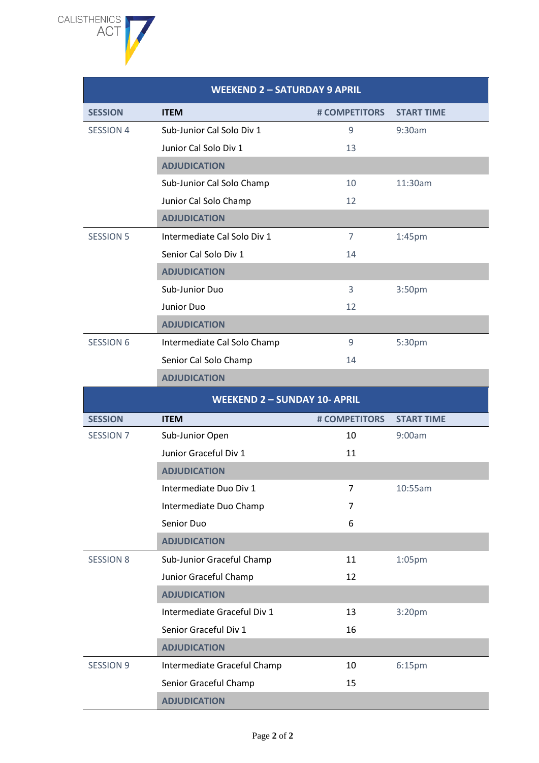CALISTHENICS ACT

| WEEKEND 2 – SATURDAY 9 APRIL | | | |
|---|---|---|---|
| **SESSION** | **ITEM** | **# COMPETITORS** | **START TIME** |
| SESSION 4 | Sub-Junior Cal Solo Div 1 | 9 | 9:30am |
| | Junior Cal Solo Div 1 | 13 | |
| | **ADJUDICATION** | | |
| | Sub-Junior Cal Solo Champ | 10 | 11:30am |
| | Junior Cal Solo Champ | 12 | |
| | **ADJUDICATION** | | |
| SESSION 5 | Intermediate Cal Solo Div 1 | 7 | 1:45pm |
| | Senior Cal Solo Div 1 | 14 | |
| | **ADJUDICATION** | | |
| | Sub-Junior Duo | 3 | 3:50pm |
| | Junior Duo | 12 | |
| | **ADJUDICATION** | | |
| SESSION 6 | Intermediate Cal Solo Champ | 9 | 5:30pm |
| | Senior Cal Solo Champ | 14 | |
| | **ADJUDICATION** | | |

| WEEKEND 2 – SUNDAY 10- APRIL | | | |
|---|---|---|---|
| **SESSION** | **ITEM** | **# COMPETITORS** | **START TIME** |
| SESSION 7 | Sub-Junior Open | 10 | 9:00am |
| | Junior Graceful Div 1 | 11 | |
| | **ADJUDICATION** | | |
| | Intermediate Duo Div 1 | 7 | 10:55am |
| | Intermediate Duo Champ | 7 | |
| | Senior Duo | 6 | |
| | **ADJUDICATION** | | |
| SESSION 8 | Sub-Junior Graceful Champ | 11 | 1:05pm |
| | Junior Graceful Champ | 12 | |
| | **ADJUDICATION** | | |
| | Intermediate Graceful Div 1 | 13 | 3:20pm |
| | Senior Graceful Div 1 | 16 | |
| | **ADJUDICATION** | | |
| SESSION 9 | Intermediate Graceful Champ | 10 | 6:15pm |
| | Senior Graceful Champ | 15 | |
| | **ADJUDICATION** | | |